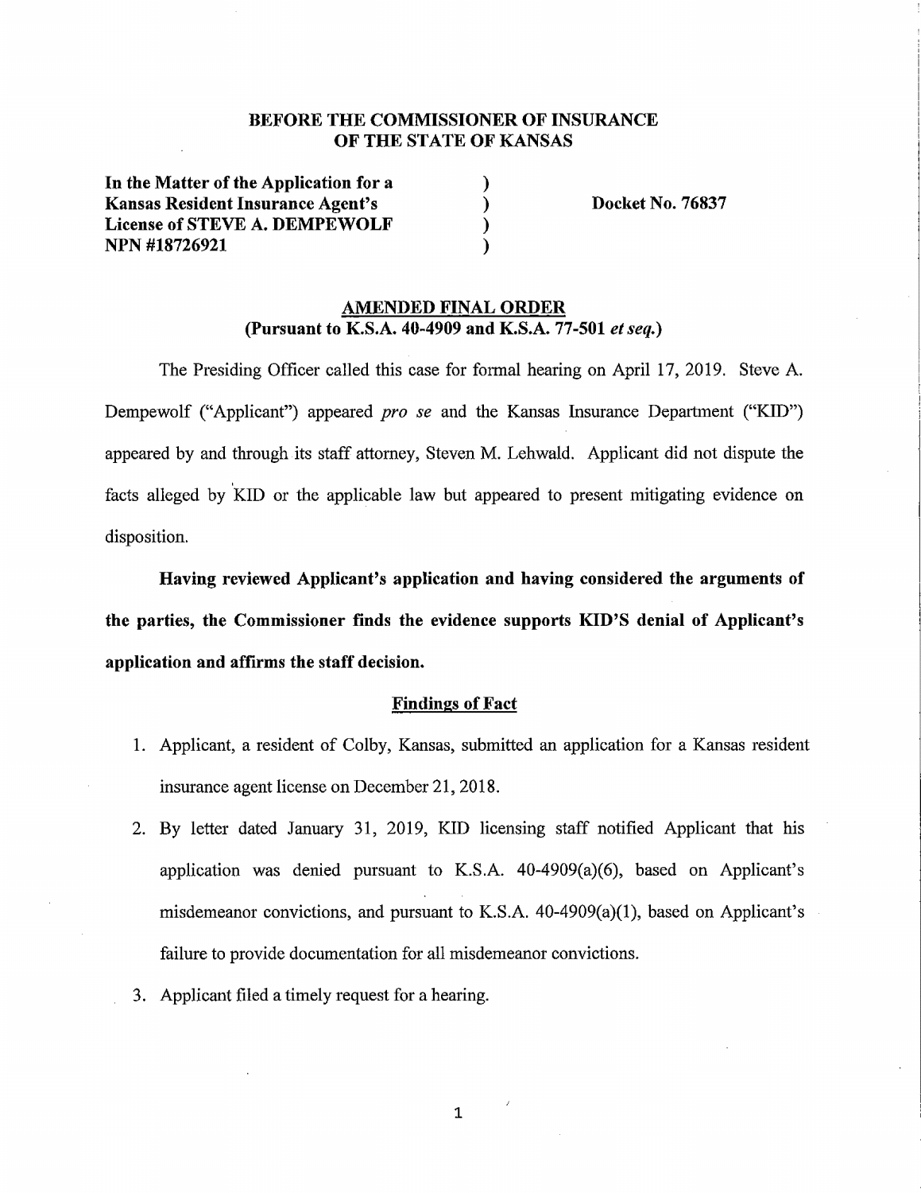**BEFORE THE COMMISSIONER OF INSURANCE**
**OF THE STATE OF KANSAS**

| | | |
|---|---|---|
| **In the Matter of the Application for a** | ) | |
| **Kansas Resident Insurance Agent's** | ) | **Docket No. 76837** |
| **License of STEVE A. DEMPEWOLF** | ) | |
| **NPN #18726921** | ) | |

## AMENDED FINAL ORDER

**(Pursuant to K.S.A. 40-4909 and K.S.A. 77-501 *et seq.*)**

The Presiding Officer called this case for formal hearing on April 17, 2019. Steve A. Dempewolf ("Applicant") appeared *pro se* and the Kansas Insurance Department ("KID") appeared by and through its staff attorney, Steven M. Lehwald. Applicant did not dispute the facts alleged by KID or the applicable law but appeared to present mitigating evidence on disposition.

**Having reviewed Applicant's application and having considered the arguments of the parties, the Commissioner finds the evidence supports KID'S denial of Applicant's application and affirms the staff decision.**

### Findings of Fact

1. Applicant, a resident of Colby, Kansas, submitted an application for a Kansas resident insurance agent license on December 21, 2018.
2. By letter dated January 31, 2019, KID licensing staff notified Applicant that his application was denied pursuant to K.S.A. 40-4909(a)(6), based on Applicant's misdemeanor convictions, and pursuant to K.S.A. 40-4909(a)(1), based on Applicant's failure to provide documentation for all misdemeanor convictions.
3. Applicant filed a timely request for a hearing.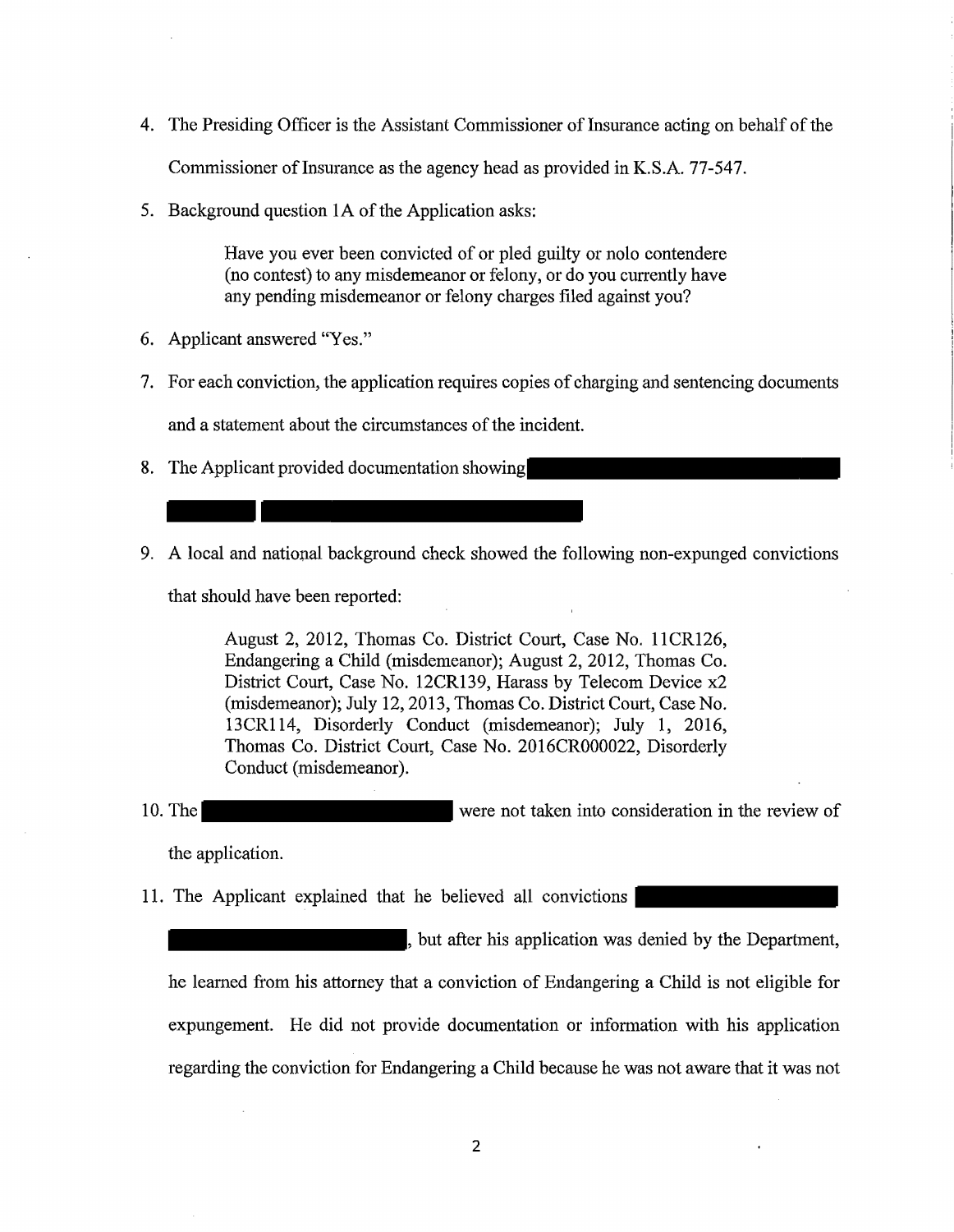4. The Presiding Officer is the Assistant Commissioner of Insurance acting on behalf of the Commissioner of Insurance as the agency head as provided in K.S.A. 77-547.

5. Background question 1A of the Application asks:

   > Have you ever been convicted of or pled guilty or nolo contendere (no contest) to any misdemeanor or felony, or do you currently have any pending misdemeanor or felony charges filed against you?

6. Applicant answered "Yes."

7. For each conviction, the application requires copies of charging and sentencing documents and a statement about the circumstances of the incident.

8. The Applicant provided documentation showing [REDACTED]

9. A local and national background check showed the following non-expunged convictions that should have been reported:

   > August 2, 2012, Thomas Co. District Court, Case No. 11CR126, Endangering a Child (misdemeanor); August 2, 2012, Thomas Co. District Court, Case No. 12CR139, Harass by Telecom Device x2 (misdemeanor); July 12, 2013, Thomas Co. District Court, Case No. 13CR114, Disorderly Conduct (misdemeanor); July 1, 2016, Thomas Co. District Court, Case No. 2016CR000022, Disorderly Conduct (misdemeanor).

10. The [REDACTED] were not taken into consideration in the review of the application.

11. The Applicant explained that he believed all convictions [REDACTED], but after his application was denied by the Department, he learned from his attorney that a conviction of Endangering a Child is not eligible for expungement. He did not provide documentation or information with his application regarding the conviction for Endangering a Child because he was not aware that it was not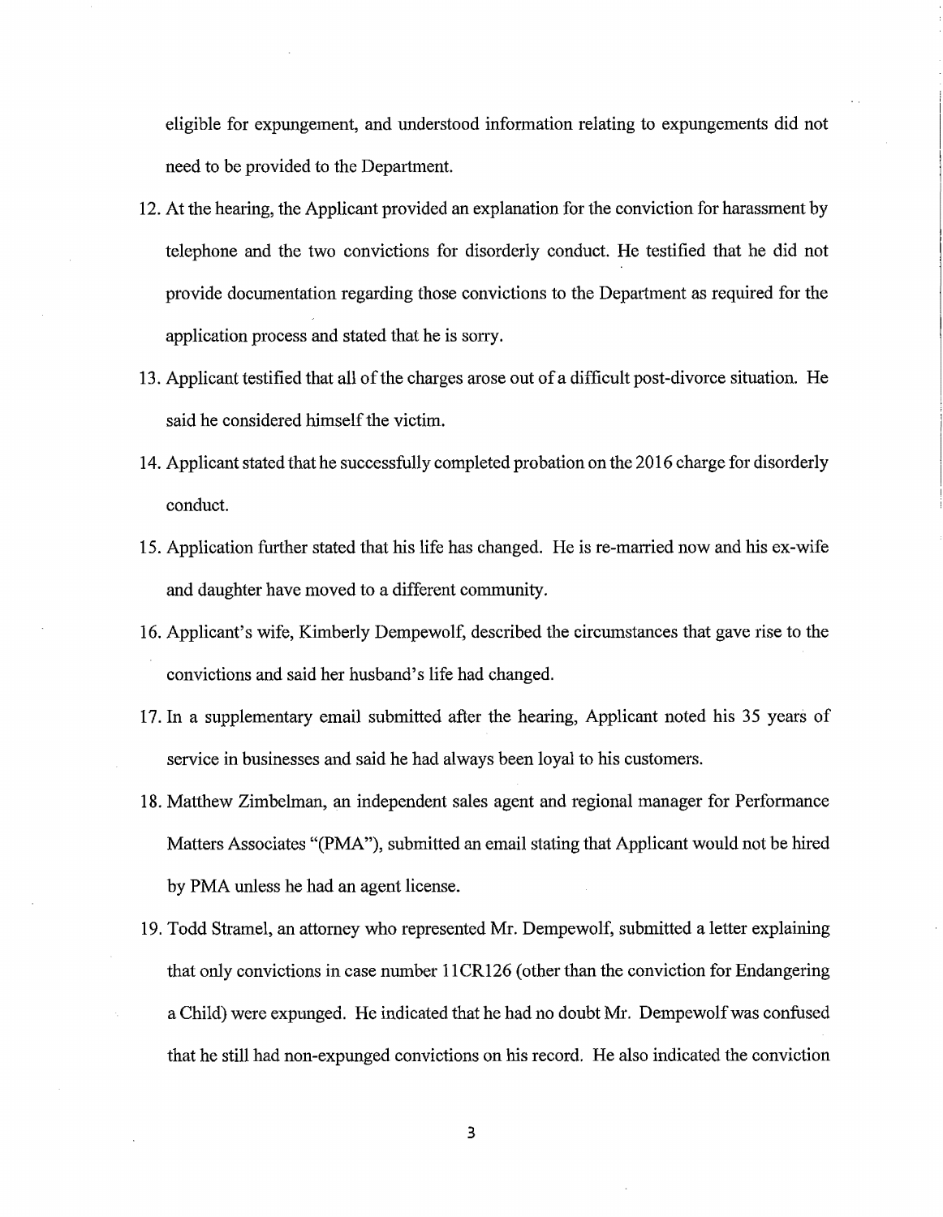eligible for expungement, and understood information relating to expungements did not need to be provided to the Department.

12. At the hearing, the Applicant provided an explanation for the conviction for harassment by telephone and the two convictions for disorderly conduct. He testified that he did not provide documentation regarding those convictions to the Department as required for the application process and stated that he is sorry.

13. Applicant testified that all of the charges arose out of a difficult post-divorce situation. He said he considered himself the victim.

14. Applicant stated that he successfully completed probation on the 2016 charge for disorderly conduct.

15. Application further stated that his life has changed. He is re-married now and his ex-wife and daughter have moved to a different community.

16. Applicant's wife, Kimberly Dempewolf, described the circumstances that gave rise to the convictions and said her husband's life had changed.

17. In a supplementary email submitted after the hearing, Applicant noted his 35 years of service in businesses and said he had always been loyal to his customers.

18. Matthew Zimbelman, an independent sales agent and regional manager for Performance Matters Associates "(PMA"), submitted an email stating that Applicant would not be hired by PMA unless he had an agent license.

19. Todd Stramel, an attorney who represented Mr. Dempewolf, submitted a letter explaining that only convictions in case number 11CR126 (other than the conviction for Endangering a Child) were expunged. He indicated that he had no doubt Mr. Dempewolf was confused that he still had non-expunged convictions on his record. He also indicated the conviction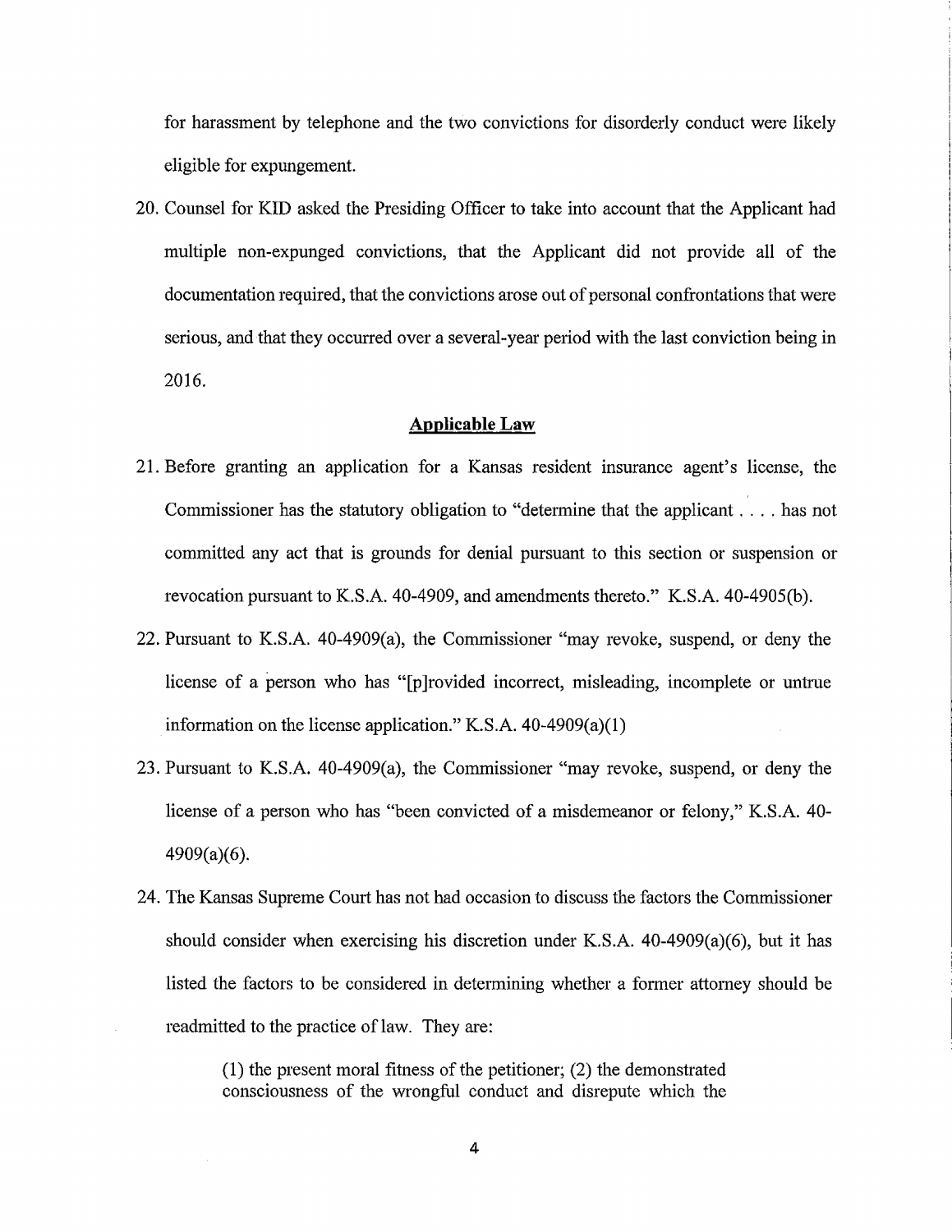for harassment by telephone and the two convictions for disorderly conduct were likely eligible for expungement.

20. Counsel for KID asked the Presiding Officer to take into account that the Applicant had multiple non-expunged convictions, that the Applicant did not provide all of the documentation required, that the convictions arose out of personal confrontations that were serious, and that they occurred over a several-year period with the last conviction being in 2016.

## Applicable Law

21. Before granting an application for a Kansas resident insurance agent's license, the Commissioner has the statutory obligation to "determine that the applicant . . . . has not committed any act that is grounds for denial pursuant to this section or suspension or revocation pursuant to K.S.A. 40-4909, and amendments thereto." K.S.A. 40-4905(b).

22. Pursuant to K.S.A. 40-4909(a), the Commissioner "may revoke, suspend, or deny the license of a person who has "[p]rovided incorrect, misleading, incomplete or untrue information on the license application." K.S.A. 40-4909(a)(1)

23. Pursuant to K.S.A. 40-4909(a), the Commissioner "may revoke, suspend, or deny the license of a person who has "been convicted of a misdemeanor or felony," K.S.A. 40-4909(a)(6).

24. The Kansas Supreme Court has not had occasion to discuss the factors the Commissioner should consider when exercising his discretion under K.S.A. 40-4909(a)(6), but it has listed the factors to be considered in determining whether a former attorney should be readmitted to the practice of law. They are:

> (1) the present moral fitness of the petitioner; (2) the demonstrated consciousness of the wrongful conduct and disrepute which the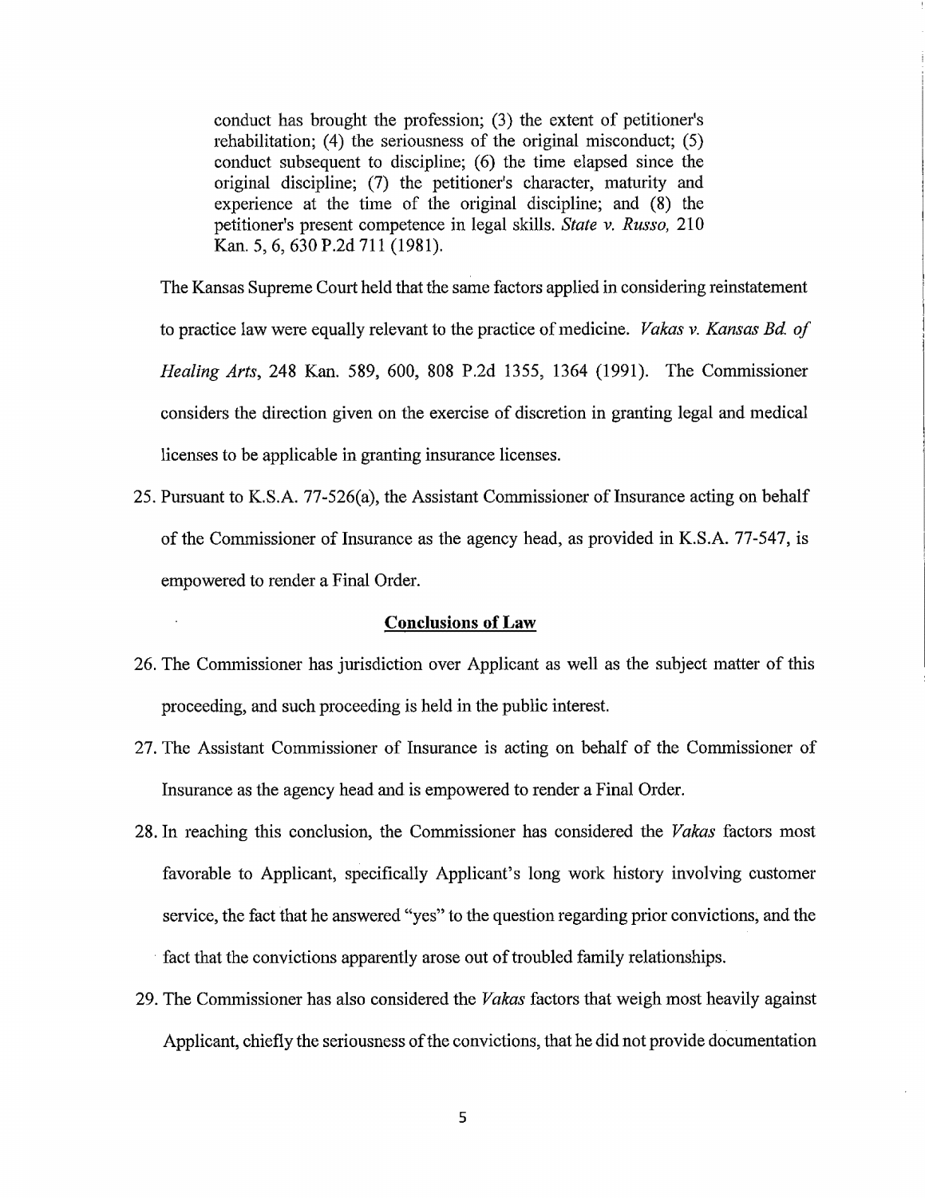> conduct has brought the profession; (3) the extent of petitioner's rehabilitation; (4) the seriousness of the original misconduct; (5) conduct subsequent to discipline; (6) the time elapsed since the original discipline; (7) the petitioner's character, maturity and experience at the time of the original discipline; and (8) the petitioner's present competence in legal skills. *State v. Russo,* 210 Kan. 5, 6, 630 P.2d 711 (1981).

The Kansas Supreme Court held that the same factors applied in considering reinstatement to practice law were equally relevant to the practice of medicine. *Vakas v. Kansas Bd. of Healing Arts*, 248 Kan. 589, 600, 808 P.2d 1355, 1364 (1991). The Commissioner considers the direction given on the exercise of discretion in granting legal and medical licenses to be applicable in granting insurance licenses.

25. Pursuant to K.S.A. 77-526(a), the Assistant Commissioner of Insurance acting on behalf of the Commissioner of Insurance as the agency head, as provided in K.S.A. 77-547, is empowered to render a Final Order.

## Conclusions of Law

26. The Commissioner has jurisdiction over Applicant as well as the subject matter of this proceeding, and such proceeding is held in the public interest.
27. The Assistant Commissioner of Insurance is acting on behalf of the Commissioner of Insurance as the agency head and is empowered to render a Final Order.
28. In reaching this conclusion, the Commissioner has considered the *Vakas* factors most favorable to Applicant, specifically Applicant's long work history involving customer service, the fact that he answered "yes" to the question regarding prior convictions, and the fact that the convictions apparently arose out of troubled family relationships.
29. The Commissioner has also considered the *Vakas* factors that weigh most heavily against Applicant, chiefly the seriousness of the convictions, that he did not provide documentation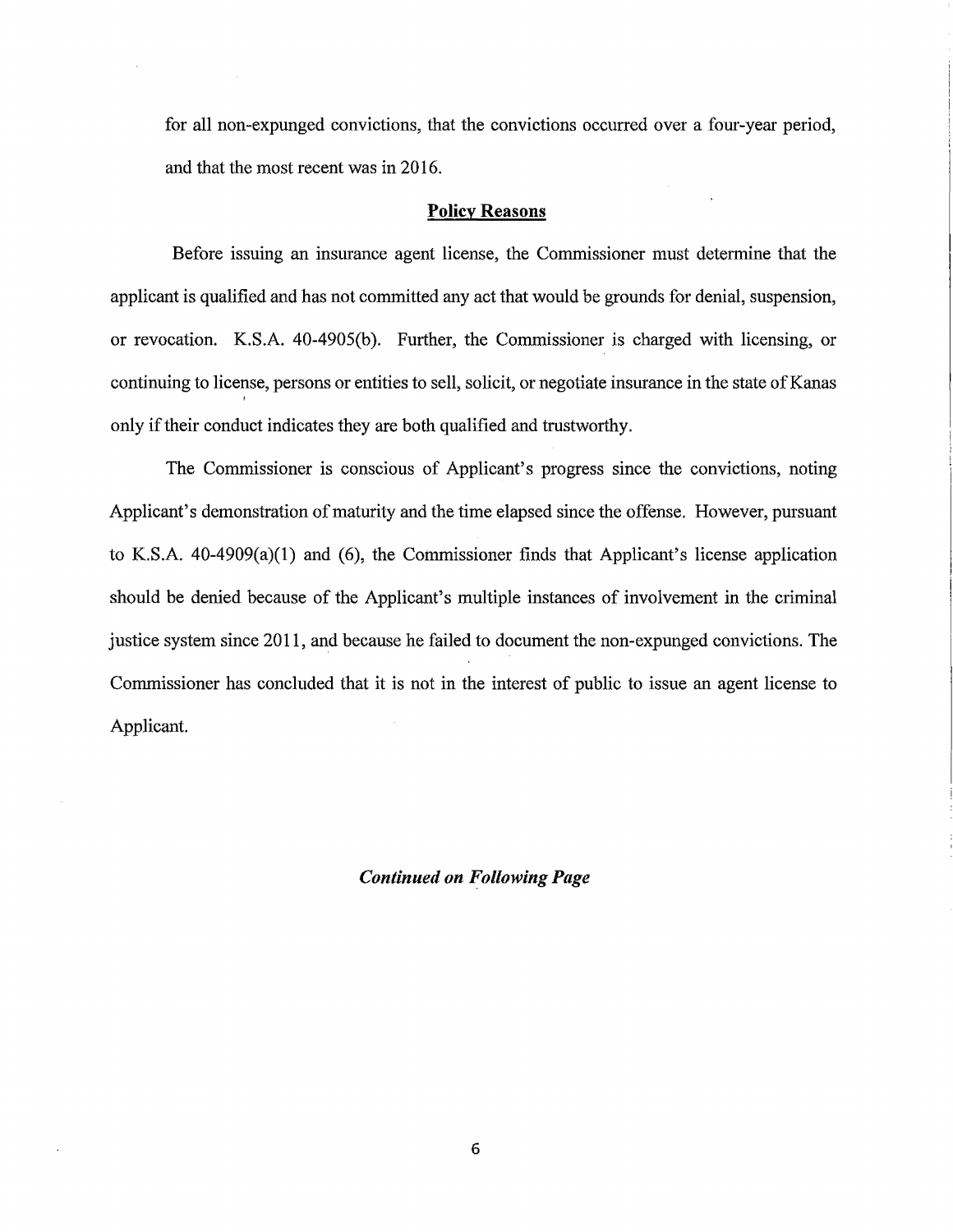for all non-expunged convictions, that the convictions occurred over a four-year period, and that the most recent was in 2016.

**Policy Reasons**

Before issuing an insurance agent license, the Commissioner must determine that the applicant is qualified and has not committed any act that would be grounds for denial, suspension, or revocation. K.S.A. 40-4905(b). Further, the Commissioner is charged with licensing, or continuing to license, persons or entities to sell, solicit, or negotiate insurance in the state of Kanas only if their conduct indicates they are both qualified and trustworthy.

The Commissioner is conscious of Applicant's progress since the convictions, noting Applicant's demonstration of maturity and the time elapsed since the offense. However, pursuant to K.S.A. 40-4909(a)(1) and (6), the Commissioner finds that Applicant's license application should be denied because of the Applicant's multiple instances of involvement in the criminal justice system since 2011, and because he failed to document the non-expunged convictions. The Commissioner has concluded that it is not in the interest of public to issue an agent license to Applicant.

***Continued on Following Page***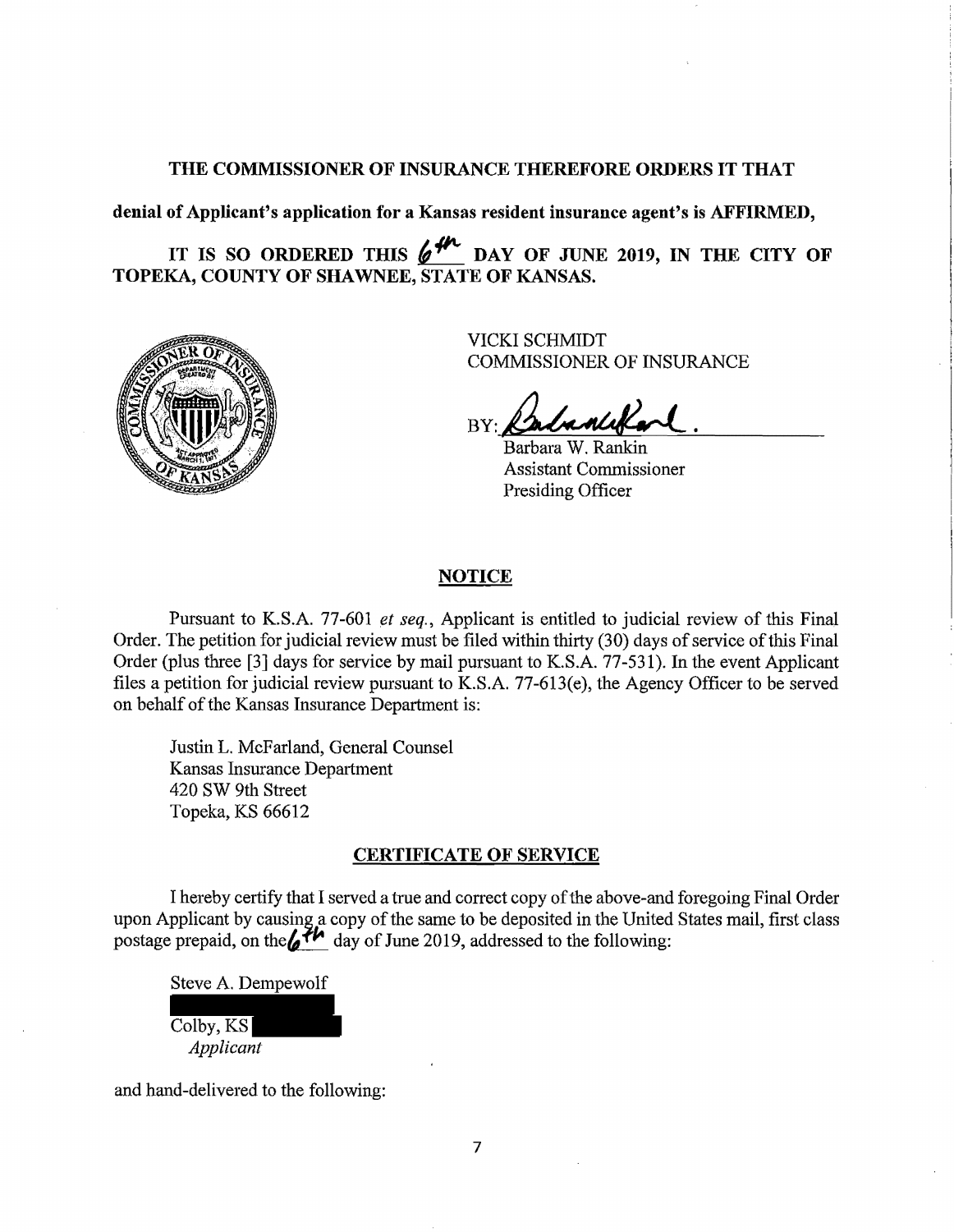**THE COMMISSIONER OF INSURANCE THEREFORE ORDERS IT THAT**

**denial of Applicant's application for a Kansas resident insurance agent's is AFFIRMED,**

**IT IS SO ORDERED THIS 6th DAY OF JUNE 2019, IN THE CITY OF TOPEKA, COUNTY OF SHAWNEE, STATE OF KANSAS.**

VICKI SCHMIDT
COMMISSIONER OF INSURANCE

BY: ___________________
Barbara W. Rankin
Assistant Commissioner
Presiding Officer

## NOTICE

Pursuant to K.S.A. 77-601 *et seq.*, Applicant is entitled to judicial review of this Final Order. The petition for judicial review must be filed within thirty (30) days of service of this Final Order (plus three [3] days for service by mail pursuant to K.S.A. 77-531). In the event Applicant files a petition for judicial review pursuant to K.S.A. 77-613(e), the Agency Officer to be served on behalf of the Kansas Insurance Department is:

Justin L. McFarland, General Counsel
Kansas Insurance Department
420 SW 9th Street
Topeka, KS 66612

## CERTIFICATE OF SERVICE

I hereby certify that I served a true and correct copy of the above-and foregoing Final Order upon Applicant by causing a copy of the same to be deposited in the United States mail, first class postage prepaid, on the 6th day of June 2019, addressed to the following:

Steve A. Dempewolf
Colby, KS
*Applicant*

and hand-delivered to the following: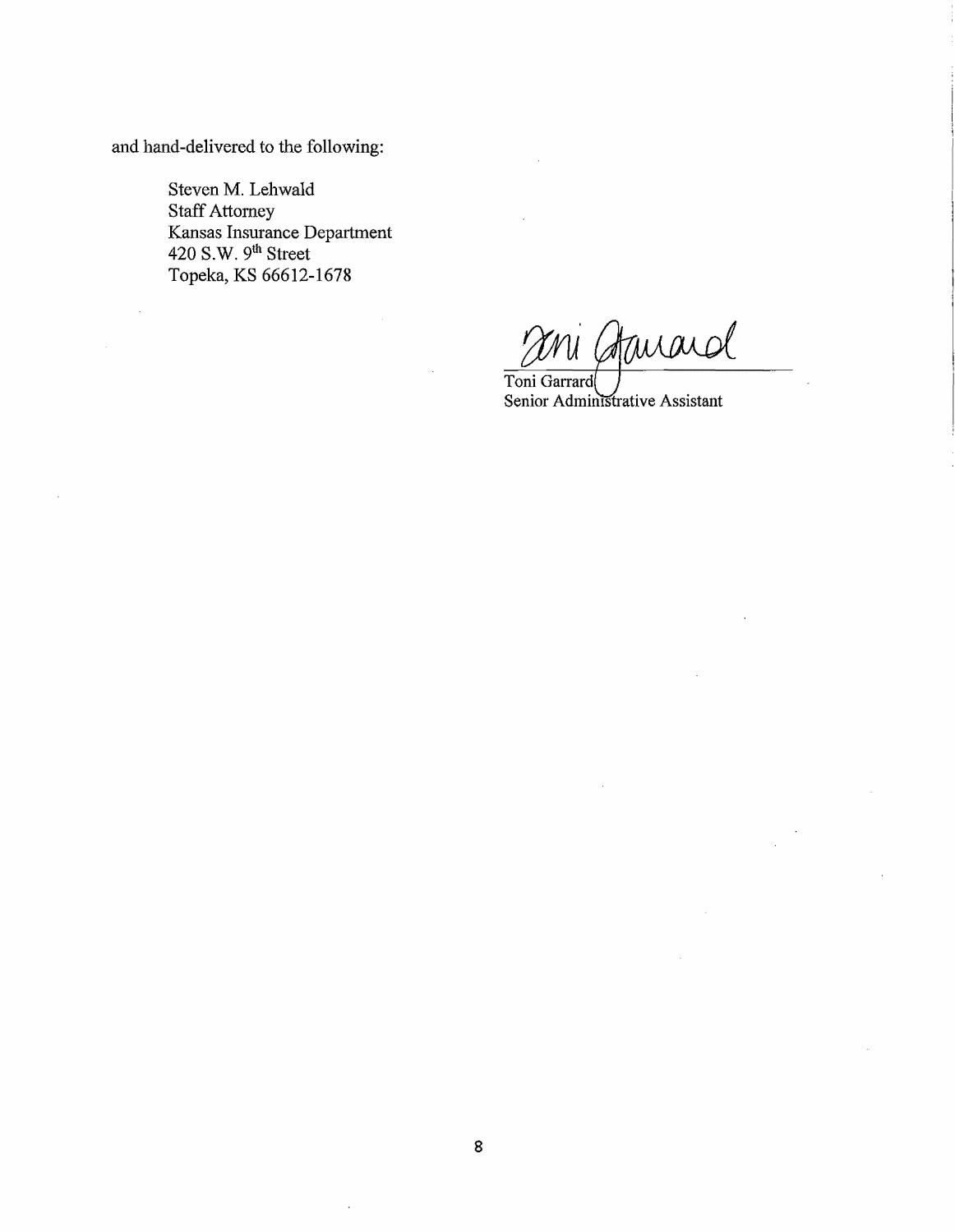and hand-delivered to the following:

Steven M. Lehwald
Staff Attorney
Kansas Insurance Department
420 S.W. 9th Street
Topeka, KS 66612-1678

Toni Garrard
Senior Administrative Assistant